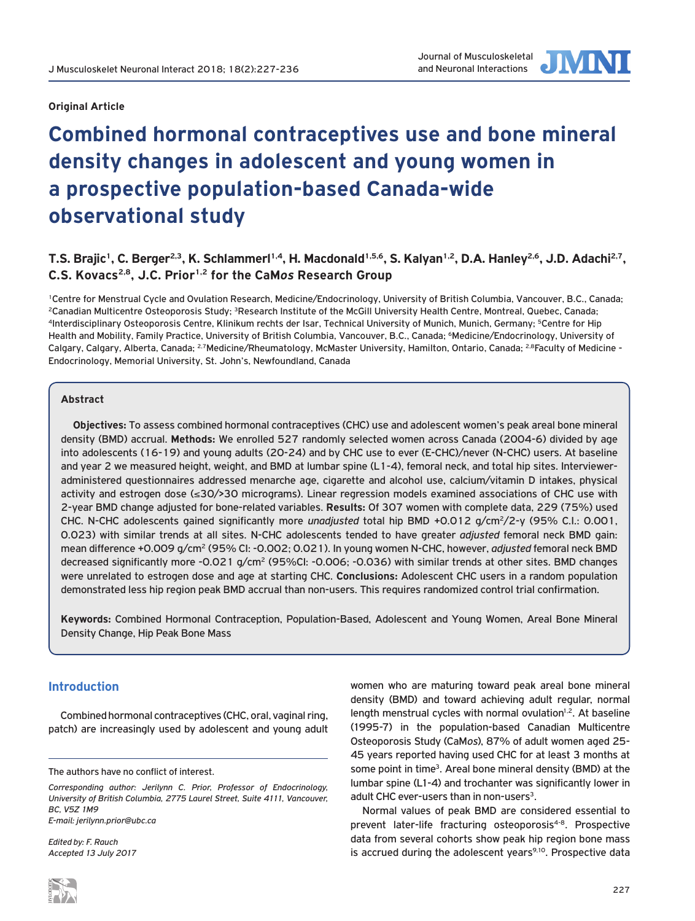**Original Article**

# Combined hormonal contraceptives use and bone mineral density changes in adolescent and young women in a prospective population-based Canada-wide observational study

**T.S. Brajic[1], C. Berger[2,3], K. Schlammerl[1,4], H. Macdonald[1,5,6], S. Kalyan[1,2], D.A. Hanley[2,6], J.D. Adachi[2,7], C.S. Kovacs[2,8], J.C. Prior[1,2] for the CaMos Research Group**

[1]Centre for Menstrual Cycle and Ovulation Research, Medicine/Endocrinology, University of British Columbia, Vancouver, B.C., Canada; [2]Canadian Multicentre Osteoporosis Study; [3]Research Institute of the McGill University Health Centre, Montreal, Quebec, Canada; [4]Interdisciplinary Osteoporosis Centre, Klinikum rechts der Isar, Technical University of Munich, Munich, Germany; [5]Centre for Hip Health and Mobility, Family Practice, University of British Columbia, Vancouver, B.C., Canada; [6]Medicine/Endocrinology, University of Calgary, Calgary, Alberta, Canada; [2,7]Medicine/Rheumatology, McMaster University, Hamilton, Ontario, Canada; [2,8]Faculty of Medicine - Endocrinology, Memorial University, St. John's, Newfoundland, Canada

## Abstract

**Objectives:** To assess combined hormonal contraceptives (CHC) use and adolescent women's peak areal bone mineral density (BMD) accrual. **Methods:** We enrolled 527 randomly selected women across Canada (2004-6) divided by age into adolescents (16-19) and young adults (20-24) and by CHC use to ever (E-CHC)/never (N-CHC) users. At baseline and year 2 we measured height, weight, and BMD at lumbar spine (L1-4), femoral neck, and total hip sites. Interviewer-administered questionnaires addressed menarche age, cigarette and alcohol use, calcium/vitamin D intakes, physical activity and estrogen dose (≤30/>30 micrograms). Linear regression models examined associations of CHC use with 2-year BMD change adjusted for bone-related variables. **Results:** Of 307 women with complete data, 229 (75%) used CHC. N-CHC adolescents gained significantly more *unadjusted* total hip BMD +0.012 g/cm$^2$/2-y (95% C.I.: 0.001, 0.023) with similar trends at all sites. N-CHC adolescents tended to have greater *adjusted* femoral neck BMD gain: mean difference +0.009 g/cm$^2$ (95% CI: -0.002; 0.021). In young women N-CHC, however, *adjusted* femoral neck BMD decreased significantly more -0.021 g/cm$^2$ (95%CI: -0.006; -0.036) with similar trends at other sites. BMD changes were unrelated to estrogen dose and age at starting CHC. **Conclusions:** Adolescent CHC users in a random population demonstrated less hip region peak BMD accrual than non-users. This requires randomized control trial confirmation.

**Keywords:** Combined Hormonal Contraception, Population-Based, Adolescent and Young Women, Areal Bone Mineral Density Change, Hip Peak Bone Mass

## Introduction

Combined hormonal contraceptives (CHC, oral, vaginal ring, patch) are increasingly used by adolescent and young adult women who are maturing toward peak areal bone mineral density (BMD) and toward achieving adult regular, normal length menstrual cycles with normal ovulation[1,2]. At baseline (1995-7) in the population-based Canadian Multicentre Osteoporosis Study (CaMos), 87% of adult women aged 25-45 years reported having used CHC for at least 3 months at some point in time[3]. Areal bone mineral density (BMD) at the lumbar spine (L1-4) and trochanter was significantly lower in adult CHC ever-users than in non-users[3].

Normal values of peak BMD are considered essential to prevent later-life fracturing osteoporosis[4-8]. Prospective data from several cohorts show peak hip region bone mass is accrued during the adolescent years[9,10]. Prospective data

The authors have no conflict of interest.

*Corresponding author: Jerilynn C. Prior, Professor of Endocrinology, University of British Columbia, 2775 Laurel Street, Suite 4111, Vancouver, BC, V5Z 1M9*
*E-mail: jerilynn.prior@ubc.ca*

*Edited by: F. Rauch*
*Accepted 13 July 2017*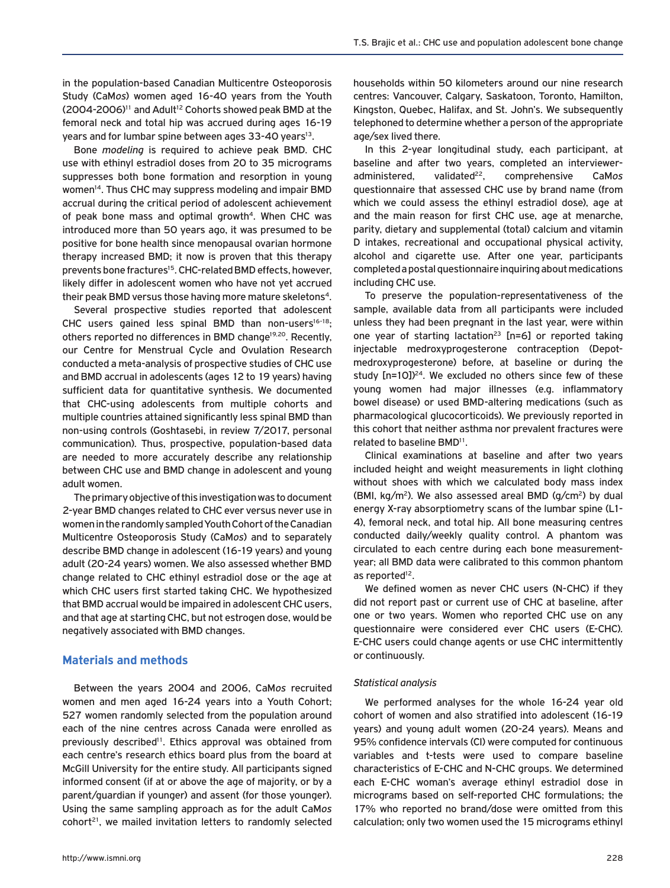in the population-based Canadian Multicentre Osteoporosis Study (CaM*os*) women aged 16-40 years from the Youth (2004-2006)[11] and Adult[12] Cohorts showed peak BMD at the femoral neck and total hip was accrued during ages 16-19 years and for lumbar spine between ages 33-40 years[13].

Bone *modeling* is required to achieve peak BMD. CHC use with ethinyl estradiol doses from 20 to 35 micrograms suppresses both bone formation and resorption in young women[14]. Thus CHC may suppress modeling and impair BMD accrual during the critical period of adolescent achievement of peak bone mass and optimal growth[4]. When CHC was introduced more than 50 years ago, it was presumed to be positive for bone health since menopausal ovarian hormone therapy increased BMD; it now is proven that this therapy prevents bone fractures[15]. CHC-related BMD effects, however, likely differ in adolescent women who have not yet accrued their peak BMD versus those having more mature skeletons[4].

Several prospective studies reported that adolescent CHC users gained less spinal BMD than non-users[16-18]; others reported no differences in BMD change[19,20]. Recently, our Centre for Menstrual Cycle and Ovulation Research conducted a meta-analysis of prospective studies of CHC use and BMD accrual in adolescents (ages 12 to 19 years) having sufficient data for quantitative synthesis. We documented that CHC-using adolescents from multiple cohorts and multiple countries attained significantly less spinal BMD than non-using controls (Goshtasebi, in review 7/2017, personal communication). Thus, prospective, population-based data are needed to more accurately describe any relationship between CHC use and BMD change in adolescent and young adult women.

The primary objective of this investigation was to document 2-year BMD changes related to CHC ever versus never use in women in the randomly sampled Youth Cohort of the Canadian Multicentre Osteoporosis Study (CaM*os*) and to separately describe BMD change in adolescent (16-19 years) and young adult (20-24 years) women. We also assessed whether BMD change related to CHC ethinyl estradiol dose or the age at which CHC users first started taking CHC. We hypothesized that BMD accrual would be impaired in adolescent CHC users, and that age at starting CHC, but not estrogen dose, would be negatively associated with BMD changes.

## Materials and methods

Between the years 2004 and 2006, CaM*os* recruited women and men aged 16-24 years into a Youth Cohort; 527 women randomly selected from the population around each of the nine centres across Canada were enrolled as previously described[11]. Ethics approval was obtained from each centre's research ethics board plus from the board at McGill University for the entire study. All participants signed informed consent (if at or above the age of majority, or by a parent/guardian if younger) and assent (for those younger). Using the same sampling approach as for the adult CaM*os* cohort[21], we mailed invitation letters to randomly selected households within 50 kilometers around our nine research centres: Vancouver, Calgary, Saskatoon, Toronto, Hamilton, Kingston, Quebec, Halifax, and St. John's. We subsequently telephoned to determine whether a person of the appropriate age/sex lived there.

In this 2-year longitudinal study, each participant, at baseline and after two years, completed an interviewer-administered, validated[22], comprehensive CaM*os* questionnaire that assessed CHC use by brand name (from which we could assess the ethinyl estradiol dose), age at and the main reason for first CHC use, age at menarche, parity, dietary and supplemental (total) calcium and vitamin D intakes, recreational and occupational physical activity, alcohol and cigarette use. After one year, participants completed a postal questionnaire inquiring about medications including CHC use.

To preserve the population-representativeness of the sample, available data from all participants were included unless they had been pregnant in the last year, were within one year of starting lactation[23] [n=6] or reported taking injectable medroxyprogesterone contraception (Depot-medroxyprogesterone) before, at baseline or during the study [n=10])[24]. We excluded no others since few of these young women had major illnesses (e.g. inflammatory bowel disease) or used BMD-altering medications (such as pharmacological glucocorticoids). We previously reported in this cohort that neither asthma nor prevalent fractures were related to baseline BMD[11].

Clinical examinations at baseline and after two years included height and weight measurements in light clothing without shoes with which we calculated body mass index (BMI, kg/m$^2$). We also assessed areal BMD (g/cm$^2$) by dual energy X-ray absorptiometry scans of the lumbar spine (L1-4), femoral neck, and total hip. All bone measuring centres conducted daily/weekly quality control. A phantom was circulated to each centre during each bone measurement-year; all BMD data were calibrated to this common phantom as reported[12].

We defined women as never CHC users (N-CHC) if they did not report past or current use of CHC at baseline, after one or two years. Women who reported CHC use on any questionnaire were considered ever CHC users (E-CHC). E-CHC users could change agents or use CHC intermittently or continuously.

### *Statistical analysis*

We performed analyses for the whole 16-24 year old cohort of women and also stratified into adolescent (16-19 years) and young adult women (20-24 years). Means and 95% confidence intervals (CI) were computed for continuous variables and t-tests were used to compare baseline characteristics of E-CHC and N-CHC groups. We determined each E-CHC woman's average ethinyl estradiol dose in micrograms based on self-reported CHC formulations; the 17% who reported no brand/dose were omitted from this calculation; only two women used the 15 micrograms ethinyl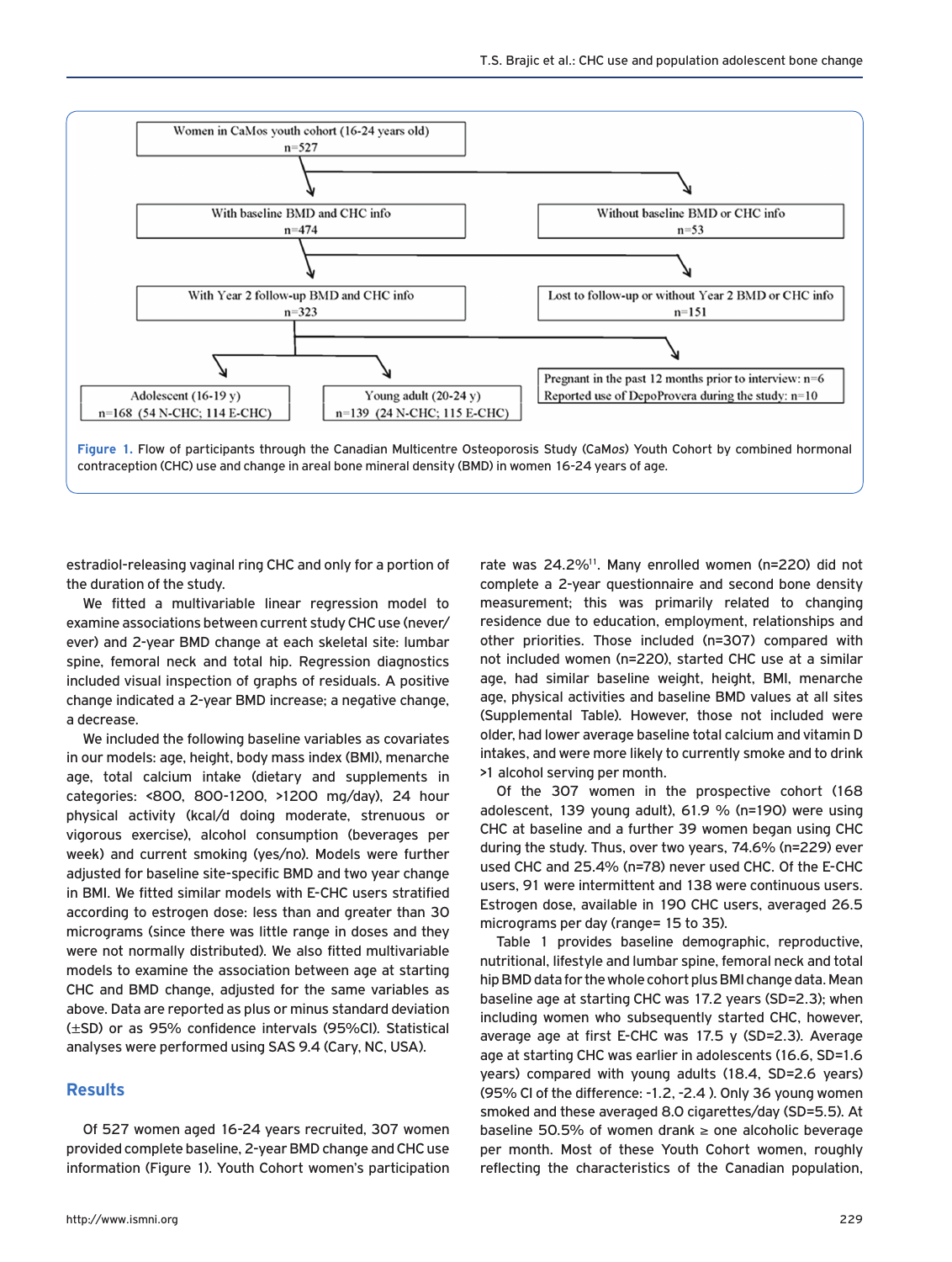Women in CaMos youth cohort (16-24 years old) n=527

With baseline BMD and CHC info n=474

Without baseline BMD or CHC info n=53

With Year 2 follow-up BMD and CHC info n=323

Lost to follow-up or without Year 2 BMD or CHC info n=151

Adolescent (16-19 y) n=168 (54 N-CHC; 114 E-CHC)

Young adult (20-24 y) n=139 (24 N-CHC; 115 E-CHC)

Pregnant in the past 12 months prior to interview: n=6
Reported use of DepoProvera during the study: n=10

**Figure 1.** Flow of participants through the Canadian Multicentre Osteoporosis Study (CaM*os*) Youth Cohort by combined hormonal contraception (CHC) use and change in areal bone mineral density (BMD) in women 16-24 years of age.

estradiol-releasing vaginal ring CHC and only for a portion of the duration of the study.

We fitted a multivariable linear regression model to examine associations between current study CHC use (never/ever) and 2-year BMD change at each skeletal site: lumbar spine, femoral neck and total hip. Regression diagnostics included visual inspection of graphs of residuals. A positive change indicated a 2-year BMD increase; a negative change, a decrease.

We included the following baseline variables as covariates in our models: age, height, body mass index (BMI), menarche age, total calcium intake (dietary and supplements in categories: <800, 800-1200, >1200 mg/day), 24 hour physical activity (kcal/d doing moderate, strenuous or vigorous exercise), alcohol consumption (beverages per week) and current smoking (yes/no). Models were further adjusted for baseline site-specific BMD and two year change in BMI. We fitted similar models with E-CHC users stratified according to estrogen dose: less than and greater than 30 micrograms (since there was little range in doses and they were not normally distributed). We also fitted multivariable models to examine the association between age at starting CHC and BMD change, adjusted for the same variables as above. Data are reported as plus or minus standard deviation (±SD) or as 95% confidence intervals (95%CI). Statistical analyses were performed using SAS 9.4 (Cary, NC, USA).

## Results

Of 527 women aged 16-24 years recruited, 307 women provided complete baseline, 2-year BMD change and CHC use information (Figure 1). Youth Cohort women's participation rate was 24.2%[11]. Many enrolled women (n=220) did not complete a 2-year questionnaire and second bone density measurement; this was primarily related to changing residence due to education, employment, relationships and other priorities. Those included (n=307) compared with not included women (n=220), started CHC use at a similar age, had similar baseline weight, height, BMI, menarche age, physical activities and baseline BMD values at all sites (Supplemental Table). However, those not included were older, had lower average baseline total calcium and vitamin D intakes, and were more likely to currently smoke and to drink >1 alcohol serving per month.

Of the 307 women in the prospective cohort (168 adolescent, 139 young adult), 61.9 % (n=190) were using CHC at baseline and a further 39 women began using CHC during the study. Thus, over two years, 74.6% (n=229) ever used CHC and 25.4% (n=78) never used CHC. Of the E-CHC users, 91 were intermittent and 138 were continuous users. Estrogen dose, available in 190 CHC users, averaged 26.5 micrograms per day (range= 15 to 35).

Table 1 provides baseline demographic, reproductive, nutritional, lifestyle and lumbar spine, femoral neck and total hip BMD data for the whole cohort plus BMI change data. Mean baseline age at starting CHC was 17.2 years (SD=2.3); when including women who subsequently started CHC, however, average age at first E-CHC was 17.5 y (SD=2.3). Average age at starting CHC was earlier in adolescents (16.6, SD=1.6 years) compared with young adults (18.4, SD=2.6 years) (95% CI of the difference: -1.2, -2.4 ). Only 36 young women smoked and these averaged 8.0 cigarettes/day (SD=5.5). At baseline 50.5% of women drank ≥ one alcoholic beverage per month. Most of these Youth Cohort women, roughly reflecting the characteristics of the Canadian population,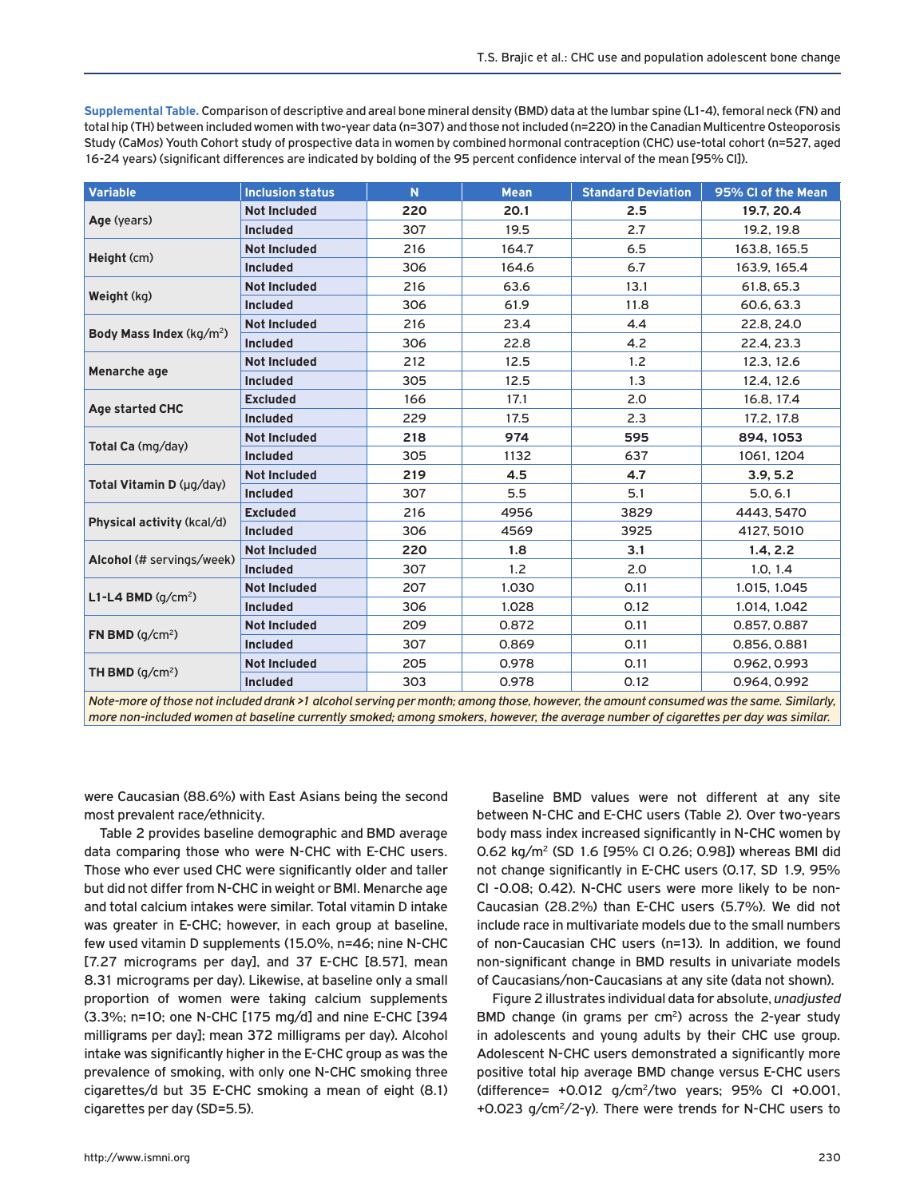**Supplemental Table.** Comparison of descriptive and areal bone mineral density (BMD) data at the lumbar spine (L1-4), femoral neck (FN) and total hip (TH) between included women with two-year data (n=307) and those not included (n=220) in the Canadian Multicentre Osteoporosis Study (CaMos) Youth Cohort study of prospective data in women by combined hormonal contraception (CHC) use-total cohort (n=527, aged 16-24 years) (significant differences are indicated by bolding of the 95 percent confidence interval of the mean [95% CI]).

| Variable | Inclusion status | N | Mean | Standard Deviation | 95% CI of the Mean |
|---|---|---|---|---|---|
| **Age** (years) | **Not Included** | **220** | **20.1** | **2.5** | **19.7, 20.4** |
| | **Included** | 307 | 19.5 | 2.7 | 19.2, 19.8 |
| **Height** (cm) | **Not Included** | 216 | 164.7 | 6.5 | 163.8, 165.5 |
| | **Included** | 306 | 164.6 | 6.7 | 163.9, 165.4 |
| **Weight** (kg) | **Not Included** | 216 | 63.6 | 13.1 | 61.8, 65.3 |
| | **Included** | 306 | 61.9 | 11.8 | 60.6, 63.3 |
| **Body Mass Index** (kg/m$^2$) | **Not Included** | 216 | 23.4 | 4.4 | 22.8, 24.0 |
| | **Included** | 306 | 22.8 | 4.2 | 22.4, 23.3 |
| **Menarche age** | **Not Included** | 212 | 12.5 | 1.2 | 12.3, 12.6 |
| | **Included** | 305 | 12.5 | 1.3 | 12.4, 12.6 |
| **Age started CHC** | **Excluded** | 166 | 17.1 | 2.0 | 16.8, 17.4 |
| | **Included** | 229 | 17.5 | 2.3 | 17.2, 17.8 |
| **Total Ca** (mg/day) | **Not Included** | **218** | **974** | **595** | **894, 1053** |
| | **Included** | 305 | 1132 | 637 | 1061, 1204 |
| **Total Vitamin D** (μg/day) | **Not Included** | **219** | **4.5** | **4.7** | **3.9, 5.2** |
| | **Included** | 307 | 5.5 | 5.1 | 5.0, 6.1 |
| **Physical activity** (kcal/d) | **Excluded** | 216 | 4956 | 3829 | 4443, 5470 |
| | **Included** | 306 | 4569 | 3925 | 4127, 5010 |
| **Alcohol** (# servings/week) | **Not Included** | **220** | **1.8** | **3.1** | **1.4, 2.2** |
| | **Included** | 307 | 1.2 | 2.0 | 1.0, 1.4 |
| **L1-L4 BMD** (g/cm$^2$) | **Not Included** | 207 | 1.030 | 0.11 | 1.015, 1.045 |
| | **Included** | 306 | 1.028 | 0.12 | 1.014, 1.042 |
| **FN BMD** (g/cm$^2$) | **Not Included** | 209 | 0.872 | 0.11 | 0.857, 0.887 |
| | **Included** | 307 | 0.869 | 0.11 | 0.856, 0.881 |
| **TH BMD** (g/cm$^2$) | **Not Included** | 205 | 0.978 | 0.11 | 0.962, 0.993 |
| | **Included** | 303 | 0.978 | 0.12 | 0.964, 0.992 |

*Note-more of those not included drank >1 alcohol serving per month; among those, however, the amount consumed was the same. Similarly, more non-included women at baseline currently smoked; among smokers, however, the average number of cigarettes per day was similar.*

were Caucasian (88.6%) with East Asians being the second most prevalent race/ethnicity.

Table 2 provides baseline demographic and BMD average data comparing those who were N-CHC with E-CHC users. Those who ever used CHC were significantly older and taller but did not differ from N-CHC in weight or BMI. Menarche age and total calcium intakes were similar. Total vitamin D intake was greater in E-CHC; however, in each group at baseline, few used vitamin D supplements (15.0%, n=46; nine N-CHC [7.27 micrograms per day], and 37 E-CHC [8.57], mean 8.31 micrograms per day). Likewise, at baseline only a small proportion of women were taking calcium supplements (3.3%; n=10; one N-CHC [175 mg/d] and nine E-CHC [394 milligrams per day]; mean 372 milligrams per day). Alcohol intake was significantly higher in the E-CHC group as was the prevalence of smoking, with only one N-CHC smoking three cigarettes/d but 35 E-CHC smoking a mean of eight (8.1) cigarettes per day (SD=5.5).

Baseline BMD values were not different at any site between N-CHC and E-CHC users (Table 2). Over two-years body mass index increased significantly in N-CHC women by 0.62 kg/m$^2$ (SD 1.6 [95% CI 0.26; 0.98]) whereas BMI did not change significantly in E-CHC users (0.17, SD 1.9, 95% CI -0.08; 0.42). N-CHC users were more likely to be non-Caucasian (28.2%) than E-CHC users (5.7%). We did not include race in multivariate models due to the small numbers of non-Caucasian CHC users (n=13). In addition, we found non-significant change in BMD results in univariate models of Caucasians/non-Caucasians at any site (data not shown).

Figure 2 illustrates individual data for absolute, *unadjusted* BMD change (in grams per cm$^2$) across the 2-year study in adolescents and young adults by their CHC use group. Adolescent N-CHC users demonstrated a significantly more positive total hip average BMD change versus E-CHC users (difference= +0.012 g/cm$^2$/two years; 95% CI +0.001, +0.023 g/cm$^2$/2-y). There were trends for N-CHC users to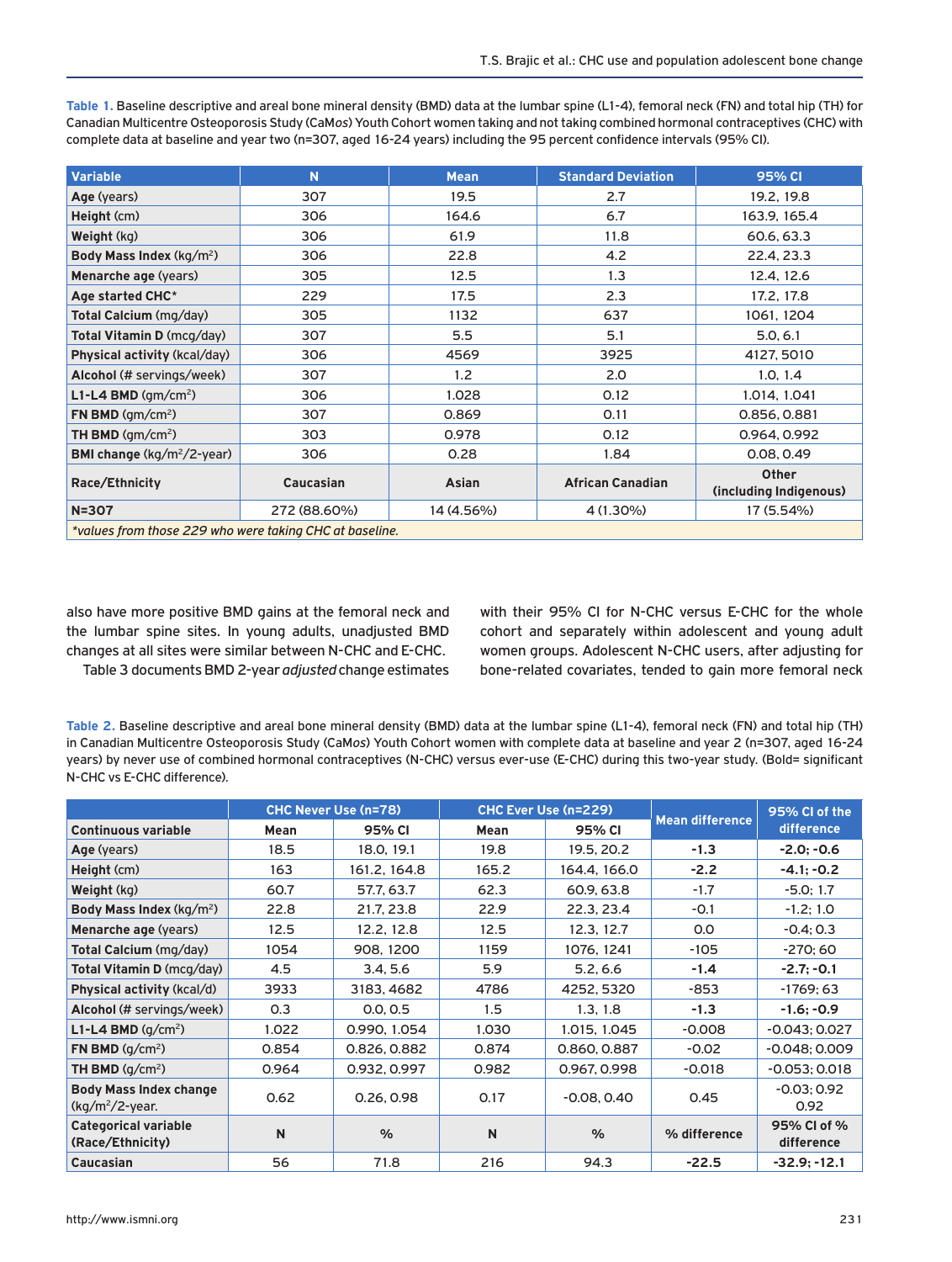**Table 1.** Baseline descriptive and areal bone mineral density (BMD) data at the lumbar spine (L1-4), femoral neck (FN) and total hip (TH) for Canadian Multicentre Osteoporosis Study (CaMos) Youth Cohort women taking and not taking combined hormonal contraceptives (CHC) with complete data at baseline and year two (n=307, aged 16-24 years) including the 95 percent confidence intervals (95% CI).

| Variable | N | Mean | Standard Deviation | 95% CI |
|---|---|---|---|---|
| **Age** (years) | 307 | 19.5 | 2.7 | 19.2, 19.8 |
| **Height** (cm) | 306 | 164.6 | 6.7 | 163.9, 165.4 |
| **Weight** (kg) | 306 | 61.9 | 11.8 | 60.6, 63.3 |
| **Body Mass Index** (kg/m$^2$) | 306 | 22.8 | 4.2 | 22.4, 23.3 |
| **Menarche age** (years) | 305 | 12.5 | 1.3 | 12.4, 12.6 |
| **Age started CHC*** | 229 | 17.5 | 2.3 | 17.2, 17.8 |
| **Total Calcium** (mg/day) | 305 | 1132 | 637 | 1061, 1204 |
| **Total Vitamin D** (mcg/day) | 307 | 5.5 | 5.1 | 5.0, 6.1 |
| **Physical activity** (kcal/day) | 306 | 4569 | 3925 | 4127, 5010 |
| **Alcohol** (# servings/week) | 307 | 1.2 | 2.0 | 1.0, 1.4 |
| **L1-L4 BMD** (gm/cm$^2$) | 306 | 1.028 | 0.12 | 1.014, 1.041 |
| **FN BMD** (gm/cm$^2$) | 307 | 0.869 | 0.11 | 0.856, 0.881 |
| **TH BMD** (gm/cm$^2$) | 303 | 0.978 | 0.12 | 0.964, 0.992 |
| **BMI change** (kg/m$^2$/2-year) | 306 | 0.28 | 1.84 | 0.08, 0.49 |
| **Race/Ethnicity** | **Caucasian** | **Asian** | **African Canadian** | **Other (including Indigenous)** |
| **N=307** | 272 (88.60%) | 14 (4.56%) | 4 (1.30%) | 17 (5.54%) |

*values from those 229 who were taking CHC at baseline.

also have more positive BMD gains at the femoral neck and the lumbar spine sites. In young adults, unadjusted BMD changes at all sites were similar between N-CHC and E-CHC.

Table 3 documents BMD 2-year *adjusted* change estimates with their 95% CI for N-CHC versus E-CHC for the whole cohort and separately within adolescent and young adult women groups. Adolescent N-CHC users, after adjusting for bone-related covariates, tended to gain more femoral neck

**Table 2.** Baseline descriptive and areal bone mineral density (BMD) data at the lumbar spine (L1-4), femoral neck (FN) and total hip (TH) in Canadian Multicentre Osteoporosis Study (CaMos) Youth Cohort women with complete data at baseline and year 2 (n=307, aged 16-24 years) by never use of combined hormonal contraceptives (N-CHC) versus ever-use (E-CHC) during this two-year study. (Bold= significant N-CHC vs E-CHC difference).

| | CHC Never Use (n=78) | | CHC Ever Use (n=229) | | Mean difference | 95% CI of the difference |
|---|---|---|---|---|---|---|
| **Continuous variable** | **Mean** | **95% CI** | **Mean** | **95% CI** | | |
| **Age** (years) | 18.5 | 18.0, 19.1 | 19.8 | 19.5, 20.2 | **-1.3** | **-2.0; -0.6** |
| **Height** (cm) | 163 | 161.2, 164.8 | 165.2 | 164.4, 166.0 | **-2.2** | **-4.1; -0.2** |
| **Weight** (kg) | 60.7 | 57.7, 63.7 | 62.3 | 60.9, 63.8 | -1.7 | -5.0; 1.7 |
| **Body Mass Index** (kg/m$^2$) | 22.8 | 21.7, 23.8 | 22.9 | 22.3, 23.4 | -0.1 | -1.2; 1.0 |
| **Menarche age** (years) | 12.5 | 12.2, 12.8 | 12.5 | 12.3, 12.7 | 0.0 | -0.4; 0.3 |
| **Total Calcium** (mg/day) | 1054 | 908, 1200 | 1159 | 1076, 1241 | -105 | -270; 60 |
| **Total Vitamin D** (mcg/day) | 4.5 | 3.4, 5.6 | 5.9 | 5.2, 6.6 | **-1.4** | **-2.7; -0.1** |
| **Physical activity** (kcal/d) | 3933 | 3183, 4682 | 4786 | 4252, 5320 | -853 | -1769; 63 |
| **Alcohol** (# servings/week) | 0.3 | 0.0, 0.5 | 1.5 | 1.3, 1.8 | **-1.3** | **-1.6; -0.9** |
| **L1-L4 BMD** (g/cm$^2$) | 1.022 | 0.990, 1.054 | 1.030 | 1.015, 1.045 | -0.008 | -0.043; 0.027 |
| **FN BMD** (g/cm$^2$) | 0.854 | 0.826, 0.882 | 0.874 | 0.860, 0.887 | -0.02 | -0.048; 0.009 |
| **TH BMD** (g/cm$^2$) | 0.964 | 0.932, 0.997 | 0.982 | 0.967, 0.998 | -0.018 | -0.053; 0.018 |
| **Body Mass Index change** (kg/m$^2$/2-year. | 0.62 | 0.26, 0.98 | 0.17 | -0.08, 0.40 | 0.45 | -0.03; 0.92 0.92 |
| **Categorical variable (Race/Ethnicity)** | **N** | **%** | **N** | **%** | **% difference** | **95% CI of % difference** |
| **Caucasian** | 56 | 71.8 | 216 | 94.3 | **-22.5** | **-32.9; -12.1** |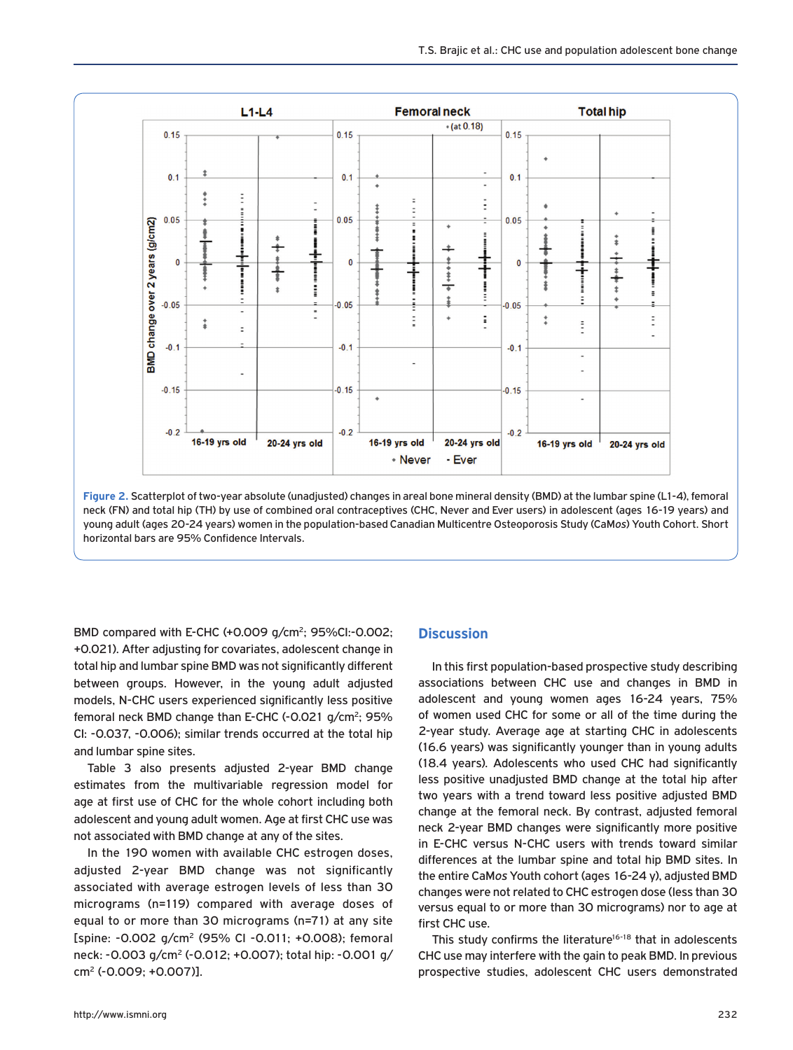Figure 2. Scatterplot of two-year absolute (unadjusted) changes in areal bone mineral density (BMD) at the lumbar spine (L1-4), femoral neck (FN) and total hip (TH) by use of combined oral contraceptives (CHC, Never and Ever users) in adolescent (ages 16-19 years) and young adult (ages 20-24 years) women in the population-based Canadian Multicentre Osteoporosis Study (CaM*os*) Youth Cohort. Short horizontal bars are 95% Confidence Intervals.

BMD compared with E-CHC (+0.009 g/cm$^2$; 95%CI:-0.002; +0.021). After adjusting for covariates, adolescent change in total hip and lumbar spine BMD was not significantly different between groups. However, in the young adult adjusted models, N-CHC users experienced significantly less positive femoral neck BMD change than E-CHC (-0.021 g/cm$^2$; 95% CI: -0.037, -0.006); similar trends occurred at the total hip and lumbar spine sites.

Table 3 also presents adjusted 2-year BMD change estimates from the multivariable regression model for age at first use of CHC for the whole cohort including both adolescent and young adult women. Age at first CHC use was not associated with BMD change at any of the sites.

In the 190 women with available CHC estrogen doses, adjusted 2-year BMD change was not significantly associated with average estrogen levels of less than 30 micrograms (n=119) compared with average doses of equal to or more than 30 micrograms (n=71) at any site [spine: -0.002 g/cm$^2$ (95% CI -0.011; +0.008); femoral neck: -0.003 g/cm$^2$ (-0.012; +0.007); total hip: -0.001 g/cm$^2$ (-0.009; +0.007)].

## Discussion

In this first population-based prospective study describing associations between CHC use and changes in BMD in adolescent and young women ages 16-24 years, 75% of women used CHC for some or all of the time during the 2-year study. Average age at starting CHC in adolescents (16.6 years) was significantly younger than in young adults (18.4 years). Adolescents who used CHC had significantly less positive unadjusted BMD change at the total hip after two years with a trend toward less positive adjusted BMD change at the femoral neck. By contrast, adjusted femoral neck 2-year BMD changes were significantly more positive in E-CHC versus N-CHC users with trends toward similar differences at the lumbar spine and total hip BMD sites. In the entire CaM*os* Youth cohort (ages 16-24 y), adjusted BMD changes were not related to CHC estrogen dose (less than 30 versus equal to or more than 30 micrograms) nor to age at first CHC use.

This study confirms the literature[16-18] that in adolescents CHC use may interfere with the gain to peak BMD. In previous prospective studies, adolescent CHC users demonstrated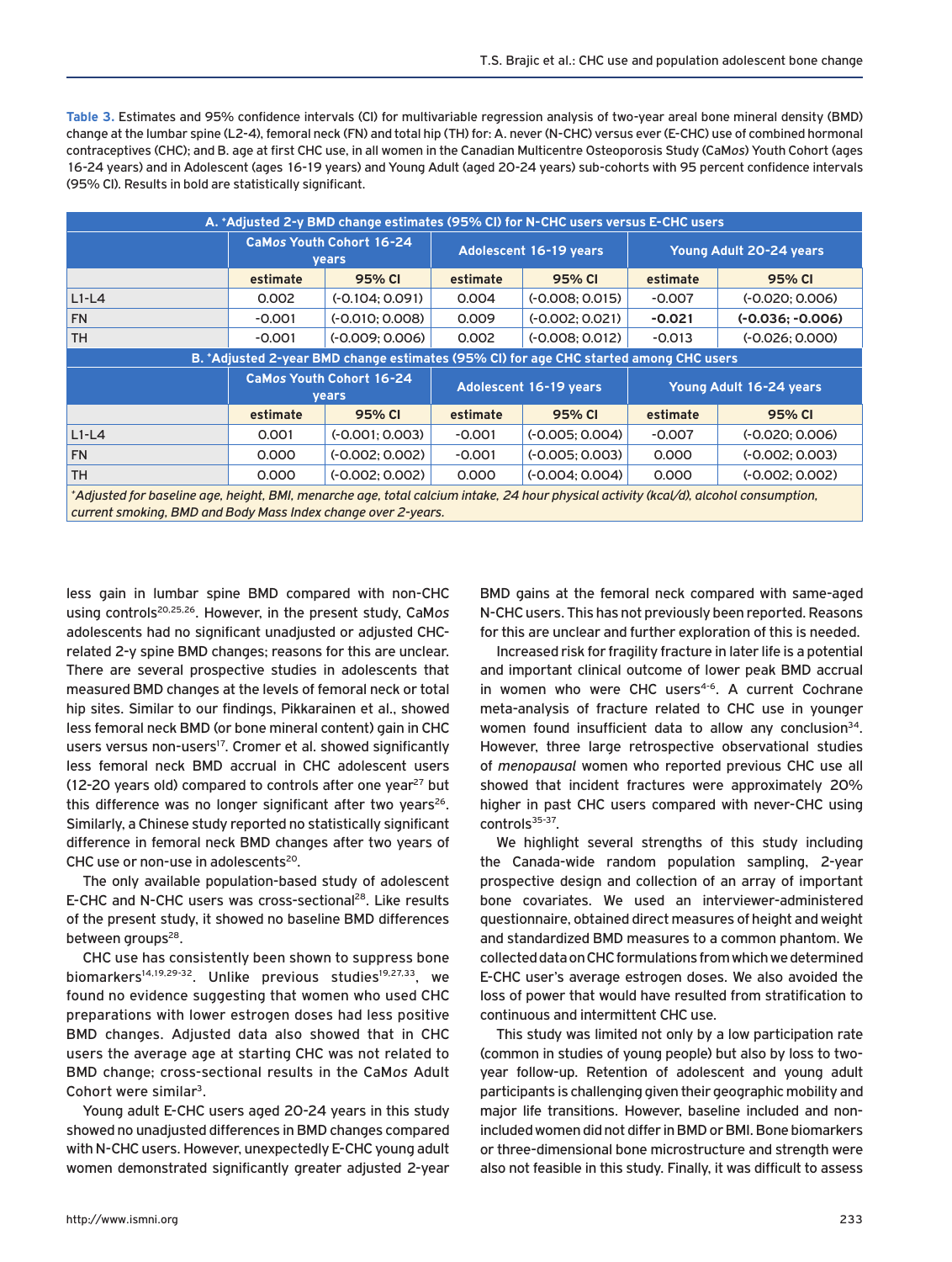**Table 3.** Estimates and 95% confidence intervals (CI) for multivariable regression analysis of two-year areal bone mineral density (BMD) change at the lumbar spine (L2-4), femoral neck (FN) and total hip (TH) for: A. never (N-CHC) versus ever (E-CHC) use of combined hormonal contraceptives (CHC); and B. age at first CHC use, in all women in the Canadian Multicentre Osteoporosis Study (CaMos) Youth Cohort (ages 16-24 years) and in Adolescent (ages 16-19 years) and Young Adult (aged 20-24 years) sub-cohorts with 95 percent confidence intervals (95% CI). Results in bold are statistically significant.

| A. *Adjusted 2-y BMD change estimates (95% CI) for N-CHC users versus E-CHC users | | | | | | |
|---|---|---|---|---|---|---|
| | CaMos Youth Cohort 16-24 years | | Adolescent 16-19 years | | Young Adult 20-24 years | |
| | estimate | 95% CI | estimate | 95% CI | estimate | 95% CI |
| L1-L4 | 0.002 | (-0.104; 0.091) | 0.004 | (-0.008; 0.015) | -0.007 | (-0.020; 0.006) |
| FN | -0.001 | (-0.010; 0.008) | 0.009 | (-0.002; 0.021) | **-0.021** | **(-0.036; -0.006)** |
| TH | -0.001 | (-0.009; 0.006) | 0.002 | (-0.008; 0.012) | -0.013 | (-0.026; 0.000) |
| **B. *Adjusted 2-year BMD change estimates (95% CI) for age CHC started among CHC users** | | | | | | |
| | CaMos Youth Cohort 16-24 years | | Adolescent 16-19 years | | Young Adult 16-24 years | |
| | estimate | 95% CI | estimate | 95% CI | estimate | 95% CI |
| L1-L4 | 0.001 | (-0.001; 0.003) | -0.001 | (-0.005; 0.004) | -0.007 | (-0.020; 0.006) |
| FN | 0.000 | (-0.002; 0.002) | -0.001 | (-0.005; 0.003) | 0.000 | (-0.002; 0.003) |
| TH | 0.000 | (-0.002; 0.002) | 0.000 | (-0.004; 0.004) | 0.000 | (-0.002; 0.002) |

*Adjusted for baseline age, height, BMI, menarche age, total calcium intake, 24 hour physical activity (kcal/d), alcohol consumption, current smoking, BMD and Body Mass Index change over 2-years.*

less gain in lumbar spine BMD compared with non-CHC using controls[20,25,26]. However, in the present study, CaMos adolescents had no significant unadjusted or adjusted CHC-related 2-y spine BMD changes; reasons for this are unclear. There are several prospective studies in adolescents that measured BMD changes at the levels of femoral neck or total hip sites. Similar to our findings, Pikkarainen et al., showed less femoral neck BMD (or bone mineral content) gain in CHC users versus non-users[17]. Cromer et al. showed significantly less femoral neck BMD accrual in CHC adolescent users (12-20 years old) compared to controls after one year[27] but this difference was no longer significant after two years[26]. Similarly, a Chinese study reported no statistically significant difference in femoral neck BMD changes after two years of CHC use or non-use in adolescents[20].

The only available population-based study of adolescent E-CHC and N-CHC users was cross-sectional[28]. Like results of the present study, it showed no baseline BMD differences between groups[28].

CHC use has consistently been shown to suppress bone biomarkers[14,19,29-32]. Unlike previous studies[19,27,33], we found no evidence suggesting that women who used CHC preparations with lower estrogen doses had less positive BMD changes. Adjusted data also showed that in CHC users the average age at starting CHC was not related to BMD change; cross-sectional results in the CaMos Adult Cohort were similar[3].

Young adult E-CHC users aged 20-24 years in this study showed no unadjusted differences in BMD changes compared with N-CHC users. However, unexpectedly E-CHC young adult women demonstrated significantly greater adjusted 2-year BMD gains at the femoral neck compared with same-aged N-CHC users. This has not previously been reported. Reasons for this are unclear and further exploration of this is needed.

Increased risk for fragility fracture in later life is a potential and important clinical outcome of lower peak BMD accrual in women who were CHC users[4-6]. A current Cochrane meta-analysis of fracture related to CHC use in younger women found insufficient data to allow any conclusion[34]. However, three large retrospective observational studies of *menopausal* women who reported previous CHC use all showed that incident fractures were approximately 20% higher in past CHC users compared with never-CHC using controls[35-37].

We highlight several strengths of this study including the Canada-wide random population sampling, 2-year prospective design and collection of an array of important bone covariates. We used an interviewer-administered questionnaire, obtained direct measures of height and weight and standardized BMD measures to a common phantom. We collected data on CHC formulations from which we determined E-CHC user's average estrogen doses. We also avoided the loss of power that would have resulted from stratification to continuous and intermittent CHC use.

This study was limited not only by a low participation rate (common in studies of young people) but also by loss to two-year follow-up. Retention of adolescent and young adult participants is challenging given their geographic mobility and major life transitions. However, baseline included and non-included women did not differ in BMD or BMI. Bone biomarkers or three-dimensional bone microstructure and strength were also not feasible in this study. Finally, it was difficult to assess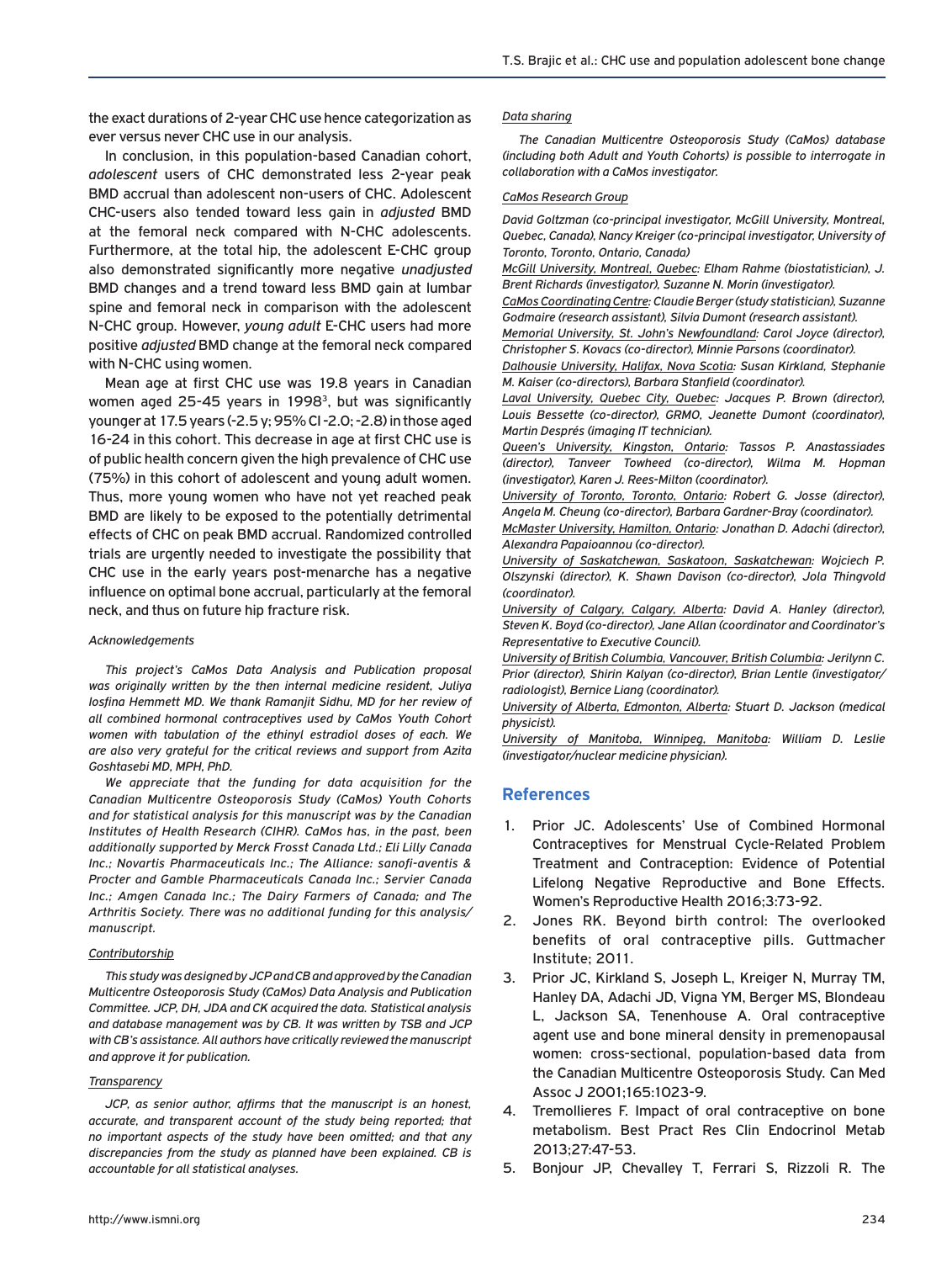the exact durations of 2-year CHC use hence categorization as ever versus never CHC use in our analysis.

In conclusion, in this population-based Canadian cohort, *adolescent* users of CHC demonstrated less 2-year peak BMD accrual than adolescent non-users of CHC. Adolescent CHC-users also tended toward less gain in *adjusted* BMD at the femoral neck compared with N-CHC adolescents. Furthermore, at the total hip, the adolescent E-CHC group also demonstrated significantly more negative *unadjusted* BMD changes and a trend toward less BMD gain at lumbar spine and femoral neck in comparison with the adolescent N-CHC group. However, *young adult* E-CHC users had more positive *adjusted* BMD change at the femoral neck compared with N-CHC using women.

Mean age at first CHC use was 19.8 years in Canadian women aged 25-45 years in 1998[3], but was significantly younger at 17.5 years (-2.5 y; 95% CI -2.0; -2.8) in those aged 16-24 in this cohort. This decrease in age at first CHC use is of public health concern given the high prevalence of CHC use (75%) in this cohort of adolescent and young adult women. Thus, more young women who have not yet reached peak BMD are likely to be exposed to the potentially detrimental effects of CHC on peak BMD accrual. Randomized controlled trials are urgently needed to investigate the possibility that CHC use in the early years post-menarche has a negative influence on optimal bone accrual, particularly at the femoral neck, and thus on future hip fracture risk.

*Acknowledgements*

*This project's CaMos Data Analysis and Publication proposal was originally written by the then internal medicine resident, Juliya Iosfina Hemmett MD. We thank Ramanjit Sidhu, MD for her review of all combined hormonal contraceptives used by CaMos Youth Cohort women with tabulation of the ethinyl estradiol doses of each. We are also very grateful for the critical reviews and support from Azita Goshtasebi MD, MPH, PhD.*

*We appreciate that the funding for data acquisition for the Canadian Multicentre Osteoporosis Study (CaMos) Youth Cohorts and for statistical analysis for this manuscript was by the Canadian Institutes of Health Research (CIHR). CaMos has, in the past, been additionally supported by Merck Frosst Canada Ltd.; Eli Lilly Canada Inc.; Novartis Pharmaceuticals Inc.; The Alliance: sanofi-aventis & Procter and Gamble Pharmaceuticals Canada Inc.; Servier Canada Inc.; Amgen Canada Inc.; The Dairy Farmers of Canada; and The Arthritis Society. There was no additional funding for this analysis/manuscript.*

*Contributorship*

*This study was designed by JCP and CB and approved by the Canadian Multicentre Osteoporosis Study (CaMos) Data Analysis and Publication Committee. JCP, DH, JDA and CK acquired the data. Statistical analysis and database management was by CB. It was written by TSB and JCP with CB's assistance. All authors have critically reviewed the manuscript and approve it for publication.*

*Transparency*

*JCP, as senior author, affirms that the manuscript is an honest, accurate, and transparent account of the study being reported; that no important aspects of the study have been omitted; and that any discrepancies from the study as planned have been explained. CB is accountable for all statistical analyses.*

*Data sharing*

*The Canadian Multicentre Osteoporosis Study (CaMos) database (including both Adult and Youth Cohorts) is possible to interrogate in collaboration with a CaMos investigator.*

*CaMos Research Group*

*David Goltzman (co-principal investigator, McGill University, Montreal, Quebec, Canada), Nancy Kreiger (co-principal investigator, University of Toronto, Toronto, Ontario, Canada)*

*McGill University, Montreal, Quebec: Elham Rahme (biostatistician), J. Brent Richards (investigator), Suzanne N. Morin (investigator).*

*CaMos Coordinating Centre: Claudie Berger (study statistician), Suzanne Godmaire (research assistant), Silvia Dumont (research assistant).*

*Memorial University, St. John's Newfoundland: Carol Joyce (director), Christopher S. Kovacs (co-director), Minnie Parsons (coordinator).*

*Dalhousie University, Halifax, Nova Scotia: Susan Kirkland, Stephanie M. Kaiser (co-directors), Barbara Stanfield (coordinator).*

*Laval University, Quebec City, Quebec: Jacques P. Brown (director), Louis Bessette (co-director), GRMO, Jeanette Dumont (coordinator), Martin Després (imaging IT technician).*

*Queen's University, Kingston, Ontario: Tassos P. Anastassiades (director), Tanveer Towheed (co-director), Wilma M. Hopman (investigator), Karen J. Rees-Milton (coordinator).*

*University of Toronto, Toronto, Ontario: Robert G. Josse (director), Angela M. Cheung (co-director), Barbara Gardner-Bray (coordinator).*

*McMaster University, Hamilton, Ontario: Jonathan D. Adachi (director), Alexandra Papaioannou (co-director).*

*University of Saskatchewan, Saskatoon, Saskatchewan: Wojciech P. Olszynski (director), K. Shawn Davison (co-director), Jola Thingvold (coordinator).*

*University of Calgary, Calgary, Alberta: David A. Hanley (director), Steven K. Boyd (co-director), Jane Allan (coordinator and Coordinator's Representative to Executive Council).*

*University of British Columbia, Vancouver, British Columbia: Jerilynn C. Prior (director), Shirin Kalyan (co-director), Brian Lentle (investigator/radiologist), Bernice Liang (coordinator).*

*University of Alberta, Edmonton, Alberta: Stuart D. Jackson (medical physicist).*

*University of Manitoba, Winnipeg, Manitoba: William D. Leslie (investigator/nuclear medicine physician).*

## References

1. Prior JC. Adolescents' Use of Combined Hormonal Contraceptives for Menstrual Cycle-Related Problem Treatment and Contraception: Evidence of Potential Lifelong Negative Reproductive and Bone Effects. Women's Reproductive Health 2016;3:73-92.
2. Jones RK. Beyond birth control: The overlooked benefits of oral contraceptive pills. Guttmacher Institute; 2011.
3. Prior JC, Kirkland S, Joseph L, Kreiger N, Murray TM, Hanley DA, Adachi JD, Vigna YM, Berger MS, Blondeau L, Jackson SA, Tenenhouse A. Oral contraceptive agent use and bone mineral density in premenopausal women: cross-sectional, population-based data from the Canadian Multicentre Osteoporosis Study. Can Med Assoc J 2001;165:1023-9.
4. Tremollieres F. Impact of oral contraceptive on bone metabolism. Best Pract Res Clin Endocrinol Metab 2013;27:47-53.
5. Bonjour JP, Chevalley T, Ferrari S, Rizzoli R. The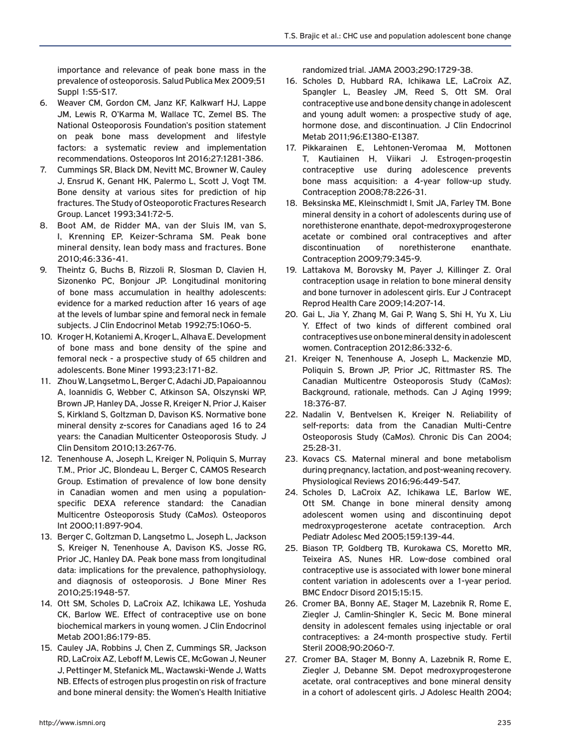importance and relevance of peak bone mass in the prevalence of osteoporosis. Salud Publica Mex 2009;51 Suppl 1:S5-S17.

6. Weaver CM, Gordon CM, Janz KF, Kalkwarf HJ, Lappe JM, Lewis R, O'Karma M, Wallace TC, Zemel BS. The National Osteoporosis Foundation's position statement on peak bone mass development and lifestyle factors: a systematic review and implementation recommendations. Osteoporos Int 2016;27:1281-386.
7. Cummings SR, Black DM, Nevitt MC, Browner W, Cauley J, Ensrud K, Genant HK, Palermo L, Scott J, Vogt TM. Bone density at various sites for prediction of hip fractures. The Study of Osteoporotic Fractures Research Group. Lancet 1993;341:72-5.
8. Boot AM, de Ridder MA, van der Sluis IM, van S, I, Krenning EP, Keizer-Schrama SM. Peak bone mineral density, lean body mass and fractures. Bone 2010;46:336-41.
9. Theintz G, Buchs B, Rizzoli R, Slosman D, Clavien H, Sizonenko PC, Bonjour JP. Longitudinal monitoring of bone mass accumulation in healthy adolescents: evidence for a marked reduction after 16 years of age at the levels of lumbar spine and femoral neck in female subjects. J Clin Endocrinol Metab 1992;75:1060-5.
10. Kroger H, Kotaniemi A, Kroger L, Alhava E. Development of bone mass and bone density of the spine and femoral neck - a prospective study of 65 children and adolescents. Bone Miner 1993;23:171-82.
11. Zhou W, Langsetmo L, Berger C, Adachi JD, Papaioannou A, Ioannidis G, Webber C, Atkinson SA, Olszynski WP, Brown JP, Hanley DA, Josse R, Kreiger N, Prior J, Kaiser S, Kirkland S, Goltzman D, Davison KS. Normative bone mineral density z-scores for Canadians aged 16 to 24 years: the Canadian Multicenter Osteoporosis Study. J Clin Densitom 2010;13:267-76.
12. Tenenhouse A, Joseph L, Kreiger N, Poliquin S, Murray T.M., Prior JC, Blondeau L, Berger C, CAMOS Research Group. Estimation of prevalence of low bone density in Canadian women and men using a population-specific DEXA reference standard: the Canadian Multicentre Osteoporosis Study (CaM*os*). Osteoporos Int 2000;11:897-904.
13. Berger C, Goltzman D, Langsetmo L, Joseph L, Jackson S, Kreiger N, Tenenhouse A, Davison KS, Josse RG, Prior JC, Hanley DA. Peak bone mass from longitudinal data: implications for the prevalence, pathophysiology, and diagnosis of osteoporosis. J Bone Miner Res 2010;25:1948-57.
14. Ott SM, Scholes D, LaCroix AZ, Ichikawa LE, Yoshuda CK, Barlow WE. Effect of contraceptive use on bone biochemical markers in young women. J Clin Endocrinol Metab 2001;86:179-85.
15. Cauley JA, Robbins J, Chen Z, Cummings SR, Jackson RD, LaCroix AZ, Leboff M, Lewis CE, McGowan J, Neuner J, Pettinger M, Stefanick ML, Wactawski-Wende J, Watts NB. Effects of estrogen plus progestin on risk of fracture and bone mineral density: the Women's Health Initiative randomized trial. JAMA 2003;290:1729-38.
16. Scholes D, Hubbard RA, Ichikawa LE, LaCroix AZ, Spangler L, Beasley JM, Reed S, Ott SM. Oral contraceptive use and bone density change in adolescent and young adult women: a prospective study of age, hormone dose, and discontinuation. J Clin Endocrinol Metab 2011;96:E1380-E1387.
17. Pikkarainen E, Lehtonen-Veromaa M, Mottonen T, Kautiainen H, Viikari J. Estrogen-progestin contraceptive use during adolescence prevents bone mass acquisition: a 4-year follow-up study. Contraception 2008;78:226-31.
18. Beksinska ME, Kleinschmidt I, Smit JA, Farley TM. Bone mineral density in a cohort of adolescents during use of norethisterone enanthate, depot-medroxyprogesterone acetate or combined oral contraceptives and after discontinuation of norethisterone enanthate. Contraception 2009;79:345-9.
19. Lattakova M, Borovsky M, Payer J, Killinger Z. Oral contraception usage in relation to bone mineral density and bone turnover in adolescent girls. Eur J Contracept Reprod Health Care 2009;14:207-14.
20. Gai L, Jia Y, Zhang M, Gai P, Wang S, Shi H, Yu X, Liu Y. Effect of two kinds of different combined oral contraceptives use on bone mineral density in adolescent women. Contraception 2012;86:332-6.
21. Kreiger N, Tenenhouse A, Joseph L, Mackenzie MD, Poliquin S, Brown JP, Prior JC, Rittmaster RS. The Canadian Multicentre Osteoporosis Study (CaM*os*): Background, rationale, methods. Can J Aging 1999; 18:376-87.
22. Nadalin V, Bentvelsen K, Kreiger N. Reliability of self-reports: data from the Canadian Multi-Centre Osteoporosis Study (CaM*os*). Chronic Dis Can 2004; 25:28-31.
23. Kovacs CS. Maternal mineral and bone metabolism during pregnancy, lactation, and post-weaning recovery. Physiological Reviews 2016;96:449-547.
24. Scholes D, LaCroix AZ, Ichikawa LE, Barlow WE, Ott SM. Change in bone mineral density among adolescent women using and discontinuing depot medroxyprogesterone acetate contraception. Arch Pediatr Adolesc Med 2005;159:139-44.
25. Biason TP, Goldberg TB, Kurokawa CS, Moretto MR, Teixeira AS, Nunes HR. Low-dose combined oral contraceptive use is associated with lower bone mineral content variation in adolescents over a 1-year period. BMC Endocr Disord 2015;15:15.
26. Cromer BA, Bonny AE, Stager M, Lazebnik R, Rome E, Ziegler J, Camlin-Shingler K, Secic M. Bone mineral density in adolescent females using injectable or oral contraceptives: a 24-month prospective study. Fertil Steril 2008;90:2060-7.
27. Cromer BA, Stager M, Bonny A, Lazebnik R, Rome E, Ziegler J, Debanne SM. Depot medroxyprogesterone acetate, oral contraceptives and bone mineral density in a cohort of adolescent girls. J Adolesc Health 2004;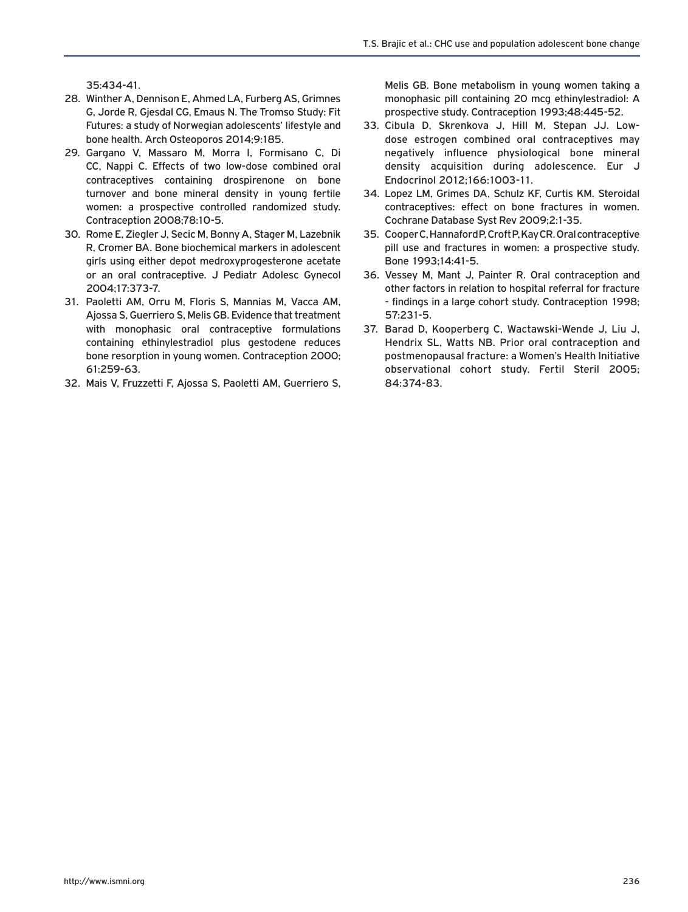35:434-41.

28. Winther A, Dennison E, Ahmed LA, Furberg AS, Grimnes G, Jorde R, Gjesdal CG, Emaus N. The Tromso Study: Fit Futures: a study of Norwegian adolescents' lifestyle and bone health. Arch Osteoporos 2014;9:185.
29. Gargano V, Massaro M, Morra I, Formisano C, Di CC, Nappi C. Effects of two low-dose combined oral contraceptives containing drospirenone on bone turnover and bone mineral density in young fertile women: a prospective controlled randomized study. Contraception 2008;78:10-5.
30. Rome E, Ziegler J, Secic M, Bonny A, Stager M, Lazebnik R, Cromer BA. Bone biochemical markers in adolescent girls using either depot medroxyprogesterone acetate or an oral contraceptive. J Pediatr Adolesc Gynecol 2004;17:373-7.
31. Paoletti AM, Orru M, Floris S, Mannias M, Vacca AM, Ajossa S, Guerriero S, Melis GB. Evidence that treatment with monophasic oral contraceptive formulations containing ethinylestradiol plus gestodene reduces bone resorption in young women. Contraception 2000; 61:259-63.
32. Mais V, Fruzzetti F, Ajossa S, Paoletti AM, Guerriero S, Melis GB. Bone metabolism in young women taking a monophasic pill containing 20 mcg ethinylestradiol: A prospective study. Contraception 1993;48:445-52.
33. Cibula D, Skrenkova J, Hill M, Stepan JJ. Low-dose estrogen combined oral contraceptives may negatively influence physiological bone mineral density acquisition during adolescence. Eur J Endocrinol 2012;166:1003-11.
34. Lopez LM, Grimes DA, Schulz KF, Curtis KM. Steroidal contraceptives: effect on bone fractures in women. Cochrane Database Syst Rev 2009;2:1-35.
35. Cooper C, Hannaford P, Croft P, Kay CR. Oral contraceptive pill use and fractures in women: a prospective study. Bone 1993;14:41-5.
36. Vessey M, Mant J, Painter R. Oral contraception and other factors in relation to hospital referral for fracture - findings in a large cohort study. Contraception 1998; 57:231-5.
37. Barad D, Kooperberg C, Wactawski-Wende J, Liu J, Hendrix SL, Watts NB. Prior oral contraception and postmenopausal fracture: a Women's Health Initiative observational cohort study. Fertil Steril 2005; 84:374-83.